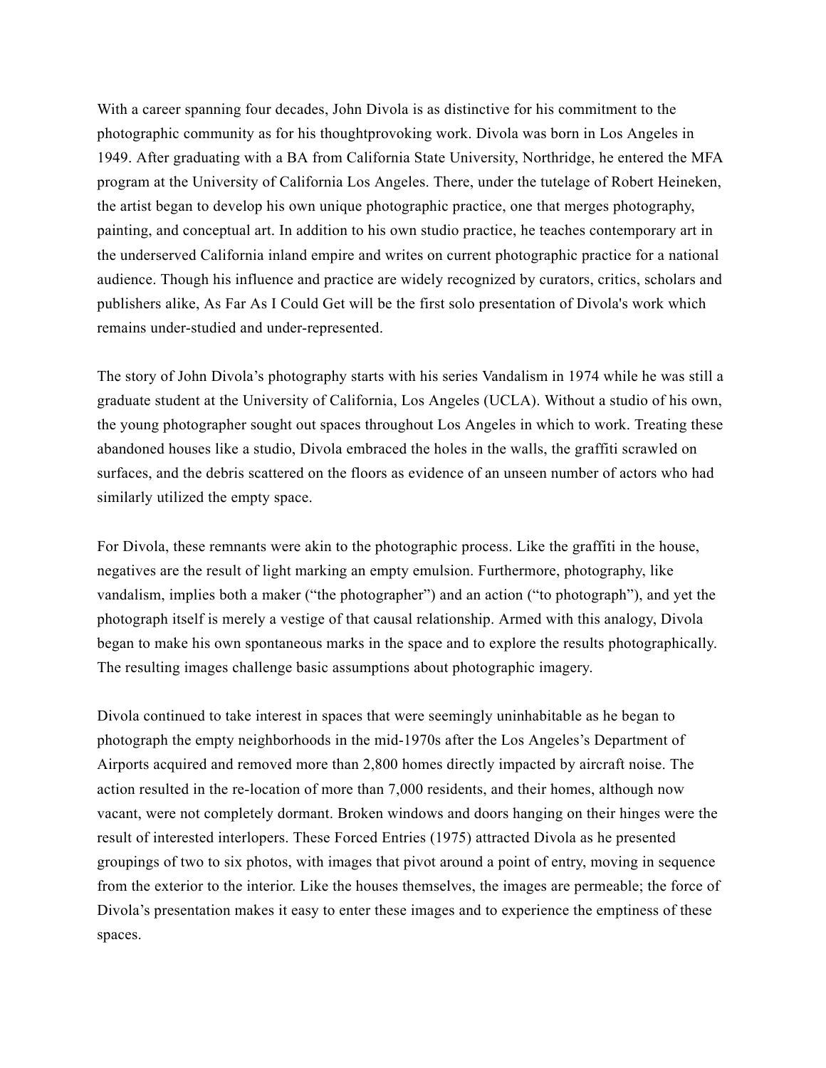With a career spanning four decades, John Divola is as distinctive for his commitment to the photographic community as for his thoughtprovoking work. Divola was born in Los Angeles in 1949. After graduating with a BA from California State University, Northridge, he entered the MFA program at the University of California Los Angeles. There, under the tutelage of Robert Heineken, the artist began to develop his own unique photographic practice, one that merges photography, painting, and conceptual art. In addition to his own studio practice, he teaches contemporary art in the underserved California inland empire and writes on current photographic practice for a national audience. Though his influence and practice are widely recognized by curators, critics, scholars and publishers alike, As Far As I Could Get will be the first solo presentation of Divola's work which remains under-studied and under-represented.

The story of John Divola's photography starts with his series Vandalism in 1974 while he was still a graduate student at the University of California, Los Angeles (UCLA). Without a studio of his own, the young photographer sought out spaces throughout Los Angeles in which to work. Treating these abandoned houses like a studio, Divola embraced the holes in the walls, the graffiti scrawled on surfaces, and the debris scattered on the floors as evidence of an unseen number of actors who had similarly utilized the empty space.

For Divola, these remnants were akin to the photographic process. Like the graffiti in the house, negatives are the result of light marking an empty emulsion. Furthermore, photography, like vandalism, implies both a maker ("the photographer") and an action ("to photograph"), and yet the photograph itself is merely a vestige of that causal relationship. Armed with this analogy, Divola began to make his own spontaneous marks in the space and to explore the results photographically. The resulting images challenge basic assumptions about photographic imagery.

Divola continued to take interest in spaces that were seemingly uninhabitable as he began to photograph the empty neighborhoods in the mid-1970s after the Los Angeles's Department of Airports acquired and removed more than 2,800 homes directly impacted by aircraft noise. The action resulted in the re-location of more than 7,000 residents, and their homes, although now vacant, were not completely dormant. Broken windows and doors hanging on their hinges were the result of interested interlopers. These Forced Entries (1975) attracted Divola as he presented groupings of two to six photos, with images that pivot around a point of entry, moving in sequence from the exterior to the interior. Like the houses themselves, the images are permeable; the force of Divola's presentation makes it easy to enter these images and to experience the emptiness of these spaces.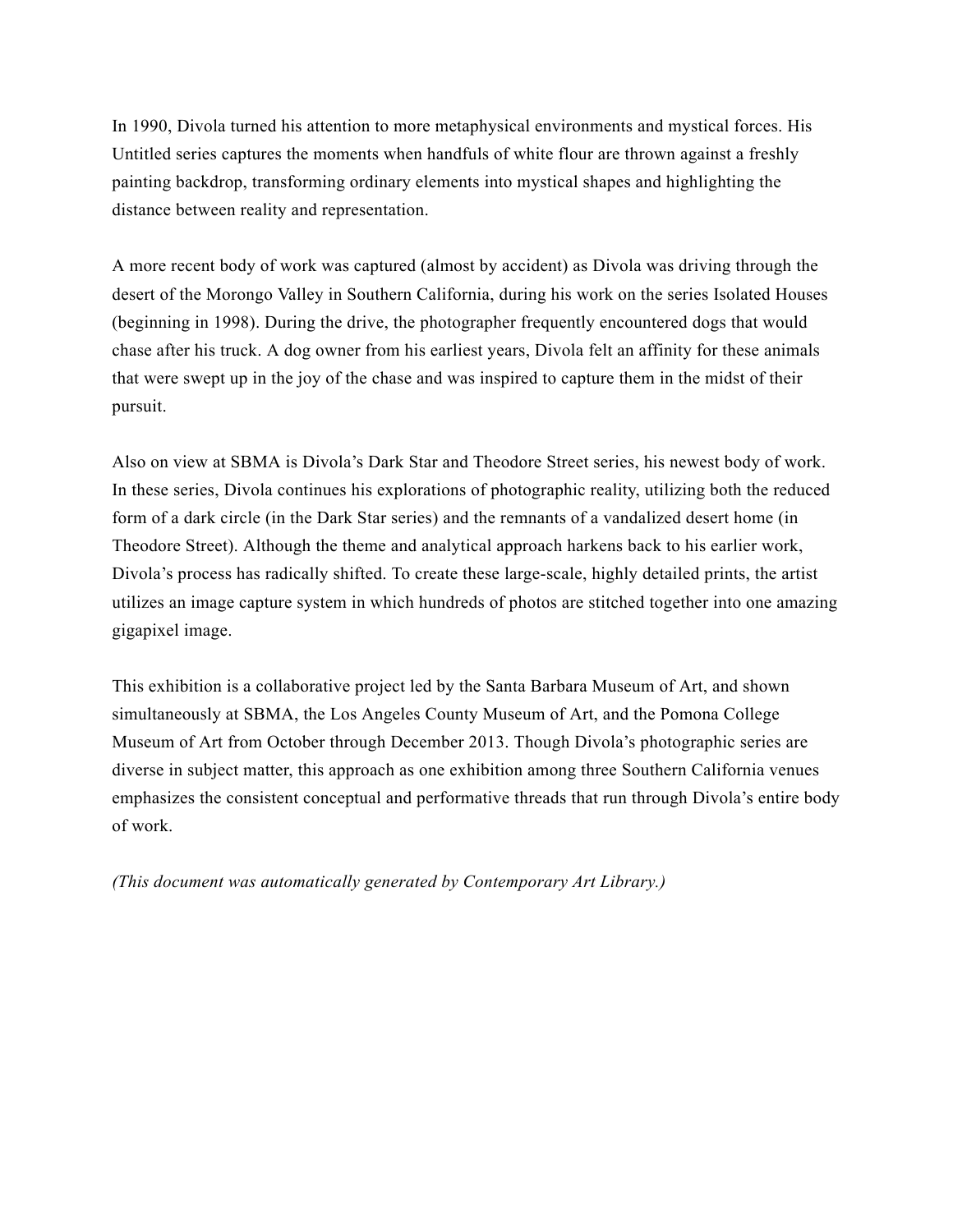In 1990, Divola turned his attention to more metaphysical environments and mystical forces. His Untitled series captures the moments when handfuls of white flour are thrown against a freshly painting backdrop, transforming ordinary elements into mystical shapes and highlighting the distance between reality and representation.

A more recent body of work was captured (almost by accident) as Divola was driving through the desert of the Morongo Valley in Southern California, during his work on the series Isolated Houses (beginning in 1998). During the drive, the photographer frequently encountered dogs that would chase after his truck. A dog owner from his earliest years, Divola felt an affinity for these animals that were swept up in the joy of the chase and was inspired to capture them in the midst of their pursuit.

Also on view at SBMA is Divola's Dark Star and Theodore Street series, his newest body of work. In these series, Divola continues his explorations of photographic reality, utilizing both the reduced form of a dark circle (in the Dark Star series) and the remnants of a vandalized desert home (in Theodore Street). Although the theme and analytical approach harkens back to his earlier work, Divola's process has radically shifted. To create these large-scale, highly detailed prints, the artist utilizes an image capture system in which hundreds of photos are stitched together into one amazing gigapixel image.

This exhibition is a collaborative project led by the Santa Barbara Museum of Art, and shown simultaneously at SBMA, the Los Angeles County Museum of Art, and the Pomona College Museum of Art from October through December 2013. Though Divola's photographic series are diverse in subject matter, this approach as one exhibition among three Southern California venues emphasizes the consistent conceptual and performative threads that run through Divola's entire body of work.

*(This document was automatically generated by Contemporary Art Library.)*